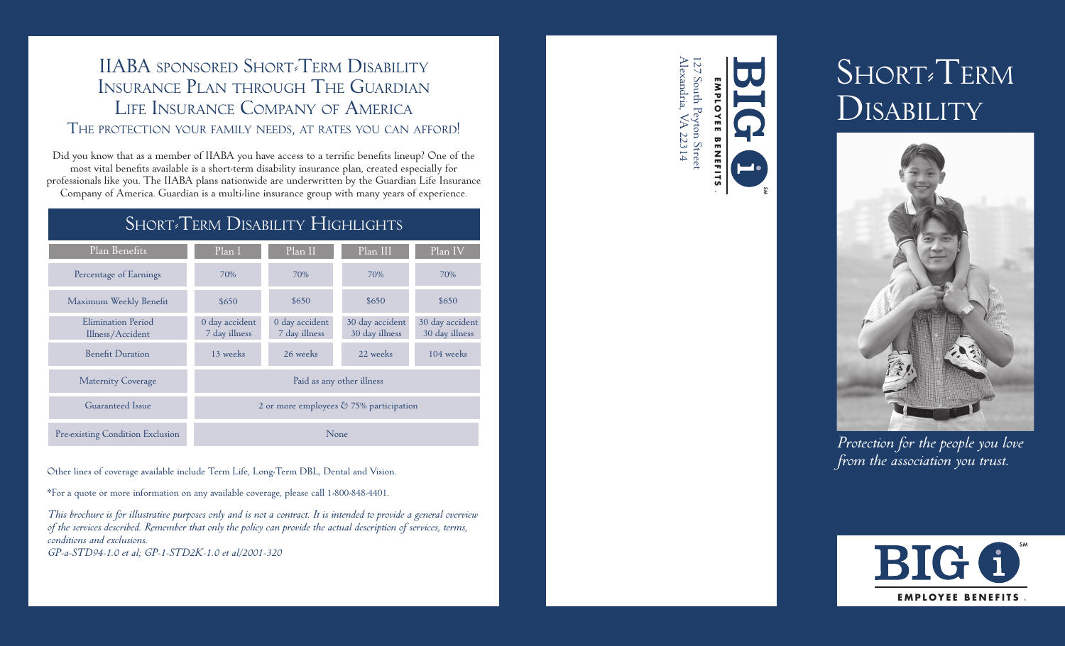# IIABA sponsored Short-Term Disability Insurance Plan through The Guardian Life Insurance Company of America

## The protection your family needs, at rates you can afford!

Did you know that as a member of IIABA you have access to a terrific benefits lineup? One of the most vital benefits available is a short-term disability insurance plan, created especially for professionals like you. The IIABA plans nationwide are underwritten by the Guardian Life Insurance Company of America. Guardian is a multi-line insurance group with many years of experience.

## Short-Term Disability Highlights

| Plan Benefits | Plan I | Plan II | Plan III | Plan IV |
|---|---|---|---|---|
| Percentage of Earnings | 70% | 70% | 70% | 70% |
| Maximum Weekly Benefit | $650 | $650 | $650 | $650 |
| Elimination Period Illness/Accident | 0 day accident 7 day illness | 0 day accident 7 day illness | 30 day accident 30 day illness | 30 day accident 30 day illness |
| Benefit Duration | 13 weeks | 26 weeks | 22 weeks | 104 weeks |
| Maternity Coverage | Paid as any other illness | | | |
| Guaranteed Issue | 2 or more employees & 75% participation | | | |
| Pre-existing Condition Exclusion | None | | | |

Other lines of coverage available include Term Life, Long-Term DBL, Dental and Vision.

*For a quote or more information on any available coverage, please call 1-800-848-4401.

*This brochure is for illustrative purposes only and is not a contract. It is intended to provide a general overview of the services described. Remember that only the policy can provide the actual description of services, terms, conditions and exclusions.*
*GP-a-STD94-1.0 et al; GP-1-STD2K-1.0 et al/2001-320*

BIG i℠ EMPLOYEE BENEFITS
127 South Peyton Street
Alexandria, VA 22314

# Short-Term Disability

*Protection for the people you love from the association you trust.*

BIG i℠ EMPLOYEE BENEFITS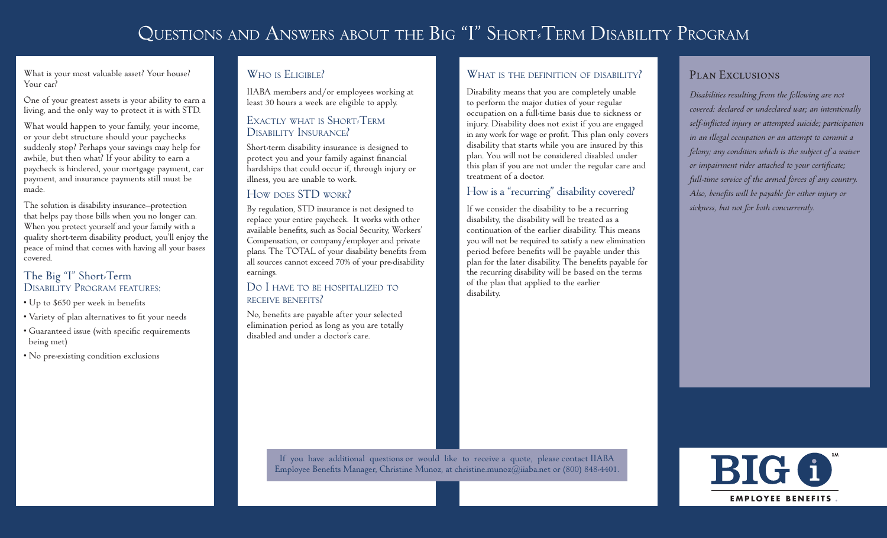# Questions and Answers about the Big "I" Short-Term Disability Program

What is your most valuable asset? Your house? Your car?

One of your greatest assets is your ability to earn a living, and the only way to protect it is with STD.

What would happen to your family, your income, or your debt structure should your paychecks suddenly stop? Perhaps your savings may help for awhile, but then what? If your ability to earn a paycheck is hindered, your mortgage payment, car payment, and insurance payments still must be made.

The solution is disability insurance–protection that helps pay those bills when you no longer can. When you protect yourself and your family with a quality short-term disability product, you'll enjoy the peace of mind that comes with having all your bases covered.

## The Big "I" Short-Term Disability Program features:

- Up to $650 per week in benefits
- Variety of plan alternatives to fit your needs
- Guaranteed issue (with specific requirements being met)
- No pre-existing condition exclusions

## Who is Eligible?

IIABA members and/or employees working at least 30 hours a week are eligible to apply.

## Exactly what is Short-Term Disability Insurance?

Short-term disability insurance is designed to protect you and your family against financial hardships that could occur if, through injury or illness, you are unable to work.

## How does STD work?

By regulation, STD insurance is not designed to replace your entire paycheck. It works with other available benefits, such as Social Security, Workers' Compensation, or company/employer and private plans. The TOTAL of your disability benefits from all sources cannot exceed 70% of your pre-disability earnings.

## Do I have to be hospitalized to receive benefits?

No, benefits are payable after your selected elimination period as long as you are totally disabled and under a doctor's care.

## What is the definition of disability?

Disability means that you are completely unable to perform the major duties of your regular occupation on a full-time basis due to sickness or injury. Disability does not exist if you are engaged in any work for wage or profit. This plan only covers disability that starts while you are insured by this plan. You will not be considered disabled under this plan if you are not under the regular care and treatment of a doctor.

## How is a "recurring" disability covered?

If we consider the disability to be a recurring disability, the disability will be treated as a continuation of the earlier disability. This means you will not be required to satisfy a new elimination period before benefits will be payable under this plan for the later disability. The benefits payable for the recurring disability will be based on the terms of the plan that applied to the earlier disability.

## Plan Exclusions

*Disabilities resulting from the following are not covered: declared or undeclared war; an intentionally self-inflicted injury or attempted suicide; participation in an illegal occupation or an attempt to commit a felony; any condition which is the subject of a waiver or impairment rider attached to your certificate; full-time service of the armed forces of any country. Also, benefits will be payable for either injury or sickness, but not for both concurrently.*

If you have additional questions or would like to receive a quote, please contact IIABA Employee Benefits Manager, Christine Munoz, at christine.munoz@iiaba.net or (800) 848-4401.

BIG i℠ EMPLOYEE BENEFITS